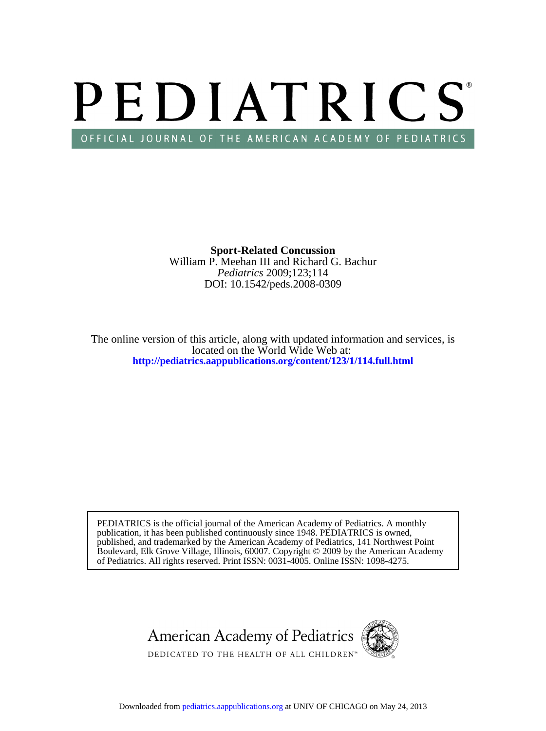# PEDIATRICS

OFFICIAL JOURNAL OF THE AMERICAN ACADEMY OF PEDIATRICS

**Sport-Related Concussion**

William P. Meehan III and Richard G. Bachur

*Pediatrics* 2009;123;114

DOI: 10.1542/peds.2008-0309

The online version of this article, along with updated information and services, is located on the World Wide Web at:

**http://pediatrics.aappublications.org/content/123/1/114.full.html**

PEDIATRICS is the official journal of the American Academy of Pediatrics. A monthly publication, it has been published continuously since 1948. PEDIATRICS is owned, published, and trademarked by the American Academy of Pediatrics, 141 Northwest Point Boulevard, Elk Grove Village, Illinois, 60007. Copyright © 2009 by the American Academy of Pediatrics. All rights reserved. Print ISSN: 0031-4005. Online ISSN: 1098-4275.

American Academy of Pediatrics

DEDICATED TO THE HEALTH OF ALL CHILDREN™

Downloaded from pediatrics.aappublications.org at UNIV OF CHICAGO on May 24, 2013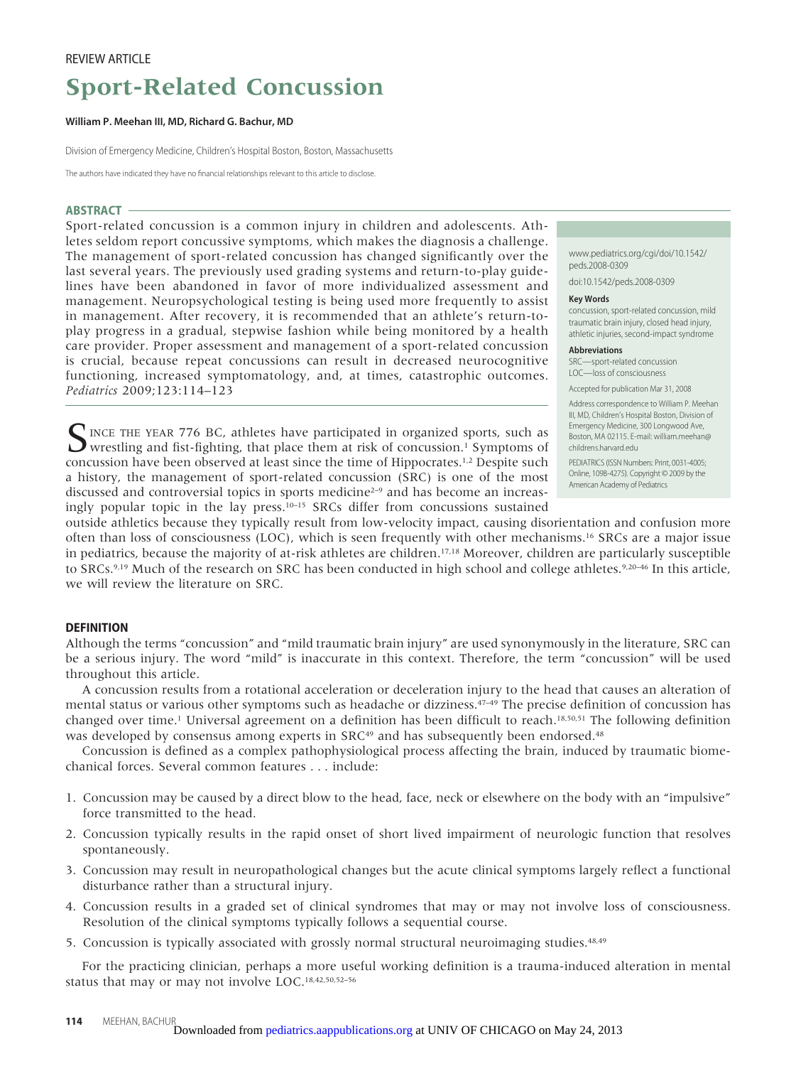REVIEW ARTICLE

# Sport-Related Concussion

**William P. Meehan III, MD, Richard G. Bachur, MD**

Division of Emergency Medicine, Children's Hospital Boston, Boston, Massachusetts

The authors have indicated they have no financial relationships relevant to this article to disclose.

## ABSTRACT

Sport-related concussion is a common injury in children and adolescents. Athletes seldom report concussive symptoms, which makes the diagnosis a challenge. The management of sport-related concussion has changed significantly over the last several years. The previously used grading systems and return-to-play guidelines have been abandoned in favor of more individualized assessment and management. Neuropsychological testing is being used more frequently to assist in management. After recovery, it is recommended that an athlete's return-to-play progress in a gradual, stepwise fashion while being monitored by a health care provider. Proper assessment and management of a sport-related concussion is crucial, because repeat concussions can result in decreased neurocognitive functioning, increased symptomatology, and, at times, catastrophic outcomes. *Pediatrics* 2009;123:114–123

www.pediatrics.org/cgi/doi/10.1542/peds.2008-0309

doi:10.1542/peds.2008-0309

**Key Words**

concussion, sport-related concussion, mild traumatic brain injury, closed head injury, athletic injuries, second-impact syndrome

**Abbreviations**

SRC—sport-related concussion
LOC—loss of consciousness

Accepted for publication Mar 31, 2008

Address correspondence to William P. Meehan III, MD, Children's Hospital Boston, Division of Emergency Medicine, 300 Longwood Ave, Boston, MA 02115. E-mail: william.meehan@childrens.harvard.edu

PEDIATRICS (ISSN Numbers: Print, 0031-4005; Online, 1098-4275). Copyright © 2009 by the American Academy of Pediatrics

Since the year 776 BC, athletes have participated in organized sports, such as wrestling and fist-fighting, that place them at risk of concussion.[1] Symptoms of concussion have been observed at least since the time of Hippocrates.[1,2] Despite such a history, the management of sport-related concussion (SRC) is one of the most discussed and controversial topics in sports medicine[2–9] and has become an increasingly popular topic in the lay press.[10–15] SRCs differ from concussions sustained outside athletics because they typically result from low-velocity impact, causing disorientation and confusion more often than loss of consciousness (LOC), which is seen frequently with other mechanisms.[16] SRCs are a major issue in pediatrics, because the majority of at-risk athletes are children.[17,18] Moreover, children are particularly susceptible to SRCs.[9,19] Much of the research on SRC has been conducted in high school and college athletes.[9,20–46] In this article, we will review the literature on SRC.

## DEFINITION

Although the terms "concussion" and "mild traumatic brain injury" are used synonymously in the literature, SRC can be a serious injury. The word "mild" is inaccurate in this context. Therefore, the term "concussion" will be used throughout this article.

A concussion results from a rotational acceleration or deceleration injury to the head that causes an alteration of mental status or various other symptoms such as headache or dizziness.[47–49] The precise definition of concussion has changed over time.[1] Universal agreement on a definition has been difficult to reach.[18,50,51] The following definition was developed by consensus among experts in SRC[49] and has subsequently been endorsed.[48]

Concussion is defined as a complex pathophysiological process affecting the brain, induced by traumatic biomechanical forces. Several common features . . . include:

1. Concussion may be caused by a direct blow to the head, face, neck or elsewhere on the body with an "impulsive" force transmitted to the head.
2. Concussion typically results in the rapid onset of short lived impairment of neurologic function that resolves spontaneously.
3. Concussion may result in neuropathological changes but the acute clinical symptoms largely reflect a functional disturbance rather than a structural injury.
4. Concussion results in a graded set of clinical syndromes that may or may not involve loss of consciousness. Resolution of the clinical symptoms typically follows a sequential course.
5. Concussion is typically associated with grossly normal structural neuroimaging studies.[48,49]

For the practicing clinician, perhaps a more useful working definition is a trauma-induced alteration in mental status that may or may not involve LOC.[18,42,50,52–56]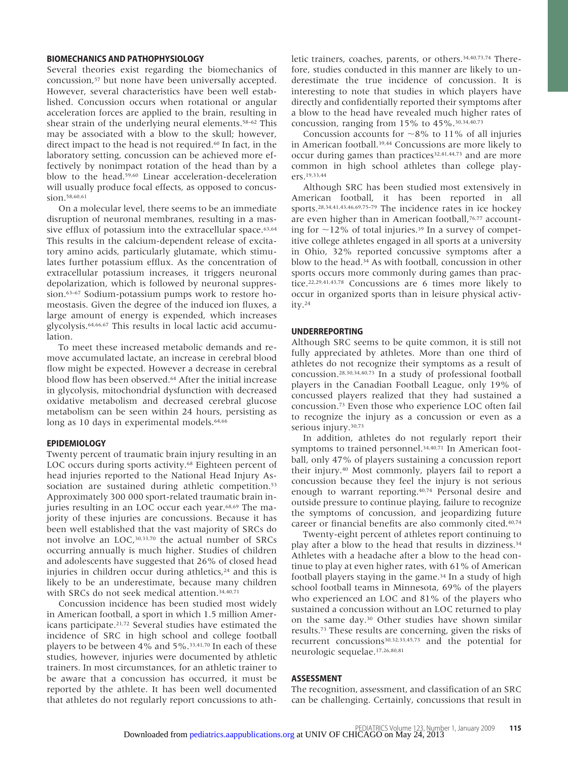## BIOMECHANICS AND PATHOPHYSIOLOGY

Several theories exist regarding the biomechanics of concussion,[57] but none have been universally accepted. However, several characteristics have been well established. Concussion occurs when rotational or angular acceleration forces are applied to the brain, resulting in shear strain of the underlying neural elements.[58–62] This may be associated with a blow to the skull; however, direct impact to the head is not required.[60] In fact, in the laboratory setting, concussion can be achieved more effectively by nonimpact rotation of the head than by a blow to the head.[59,60] Linear acceleration-deceleration will usually produce focal effects, as opposed to concussion.[58,60,61]

On a molecular level, there seems to be an immediate disruption of neuronal membranes, resulting in a massive efflux of potassium into the extracellular space.[63,64] This results in the calcium-dependent release of excitatory amino acids, particularly glutamate, which stimulates further potassium efflux. As the concentration of extracellular potassium increases, it triggers neuronal depolarization, which is followed by neuronal suppression.[63–67] Sodium-potassium pumps work to restore homeostasis. Given the degree of the induced ion fluxes, a large amount of energy is expended, which increases glycolysis.[64,66,67] This results in local lactic acid accumulation.

To meet these increased metabolic demands and remove accumulated lactate, an increase in cerebral blood flow might be expected. However a decrease in cerebral blood flow has been observed.[64] After the initial increase in glycolysis, mitochondrial dysfunction with decreased oxidative metabolism and decreased cerebral glucose metabolism can be seen within 24 hours, persisting as long as 10 days in experimental models.[64,66]

## EPIDEMIOLOGY

Twenty percent of traumatic brain injury resulting in an LOC occurs during sports activity.[68] Eighteen percent of head injuries reported to the National Head Injury Association are sustained during athletic competition.[53] Approximately 300 000 sport-related traumatic brain injuries resulting in an LOC occur each year.[68,69] The majority of these injuries are concussions. Because it has been well established that the vast majority of SRCs do not involve an LOC,[30,33,70] the actual number of SRCs occurring annually is much higher. Studies of children and adolescents have suggested that 26% of closed head injuries in children occur during athletics,[24] and this is likely to be an underestimate, because many children with SRCs do not seek medical attention.[34,40,71]

Concussion incidence has been studied most widely in American football, a sport in which 1.5 million Americans participate.[21,72] Several studies have estimated the incidence of SRC in high school and college football players to be between 4% and 5%.[33,41,70] In each of these studies, however, injuries were documented by athletic trainers. In most circumstances, for an athletic trainer to be aware that a concussion has occurred, it must be reported by the athlete. It has been well documented that athletes do not regularly report concussions to athletic trainers, coaches, parents, or others.[34,40,73,74] Therefore, studies conducted in this manner are likely to underestimate the true incidence of concussion. It is interesting to note that studies in which players have directly and confidentially reported their symptoms after a blow to the head have revealed much higher rates of concussion, ranging from 15% to 45%.[30,34,40,73]

Concussion accounts for ~8% to 11% of all injuries in American football.[39,44] Concussions are more likely to occur during games than practices[32,41,44,73] and are more common in high school athletes than college players.[19,33,44]

Although SRC has been studied most extensively in American football, it has been reported in all sports.[28,34,41,43,46,69,75–79] The incidence rates in ice hockey are even higher than in American football,[76,77] accounting for ~12% of total injuries.[39] In a survey of competitive college athletes engaged in all sports at a university in Ohio, 32% reported concussive symptoms after a blow to the head.[34] As with football, concussion in other sports occurs more commonly during games than practice.[22,29,41,43,78] Concussions are 6 times more likely to occur in organized sports than in leisure physical activity.[24]

## UNDERREPORTING

Although SRC seems to be quite common, it is still not fully appreciated by athletes. More than one third of athletes do not recognize their symptoms as a result of concussion.[28,30,34,40,73] In a study of professional football players in the Canadian Football League, only 19% of concussed players realized that they had sustained a concussion.[73] Even those who experience LOC often fail to recognize the injury as a concussion or even as a serious injury.[30,73]

In addition, athletes do not regularly report their symptoms to trained personnel.[34,40,71] In American football, only 47% of players sustaining a concussion report their injury.[40] Most commonly, players fail to report a concussion because they feel the injury is not serious enough to warrant reporting.[40,74] Personal desire and outside pressure to continue playing, failure to recognize the symptoms of concussion, and jeopardizing future career or financial benefits are also commonly cited.[40,74]

Twenty-eight percent of athletes report continuing to play after a blow to the head that results in dizziness.[34] Athletes with a headache after a blow to the head continue to play at even higher rates, with 61% of American football players staying in the game.[34] In a study of high school football teams in Minnesota, 69% of the players who experienced an LOC and 81% of the players who sustained a concussion without an LOC returned to play on the same day.[30] Other studies have shown similar results.[73] These results are concerning, given the risks of recurrent concussions[30,32,33,45,73] and the potential for neurologic sequelae.[17,26,80,81]

## ASSESSMENT

The recognition, assessment, and classification of an SRC can be challenging. Certainly, concussions that result in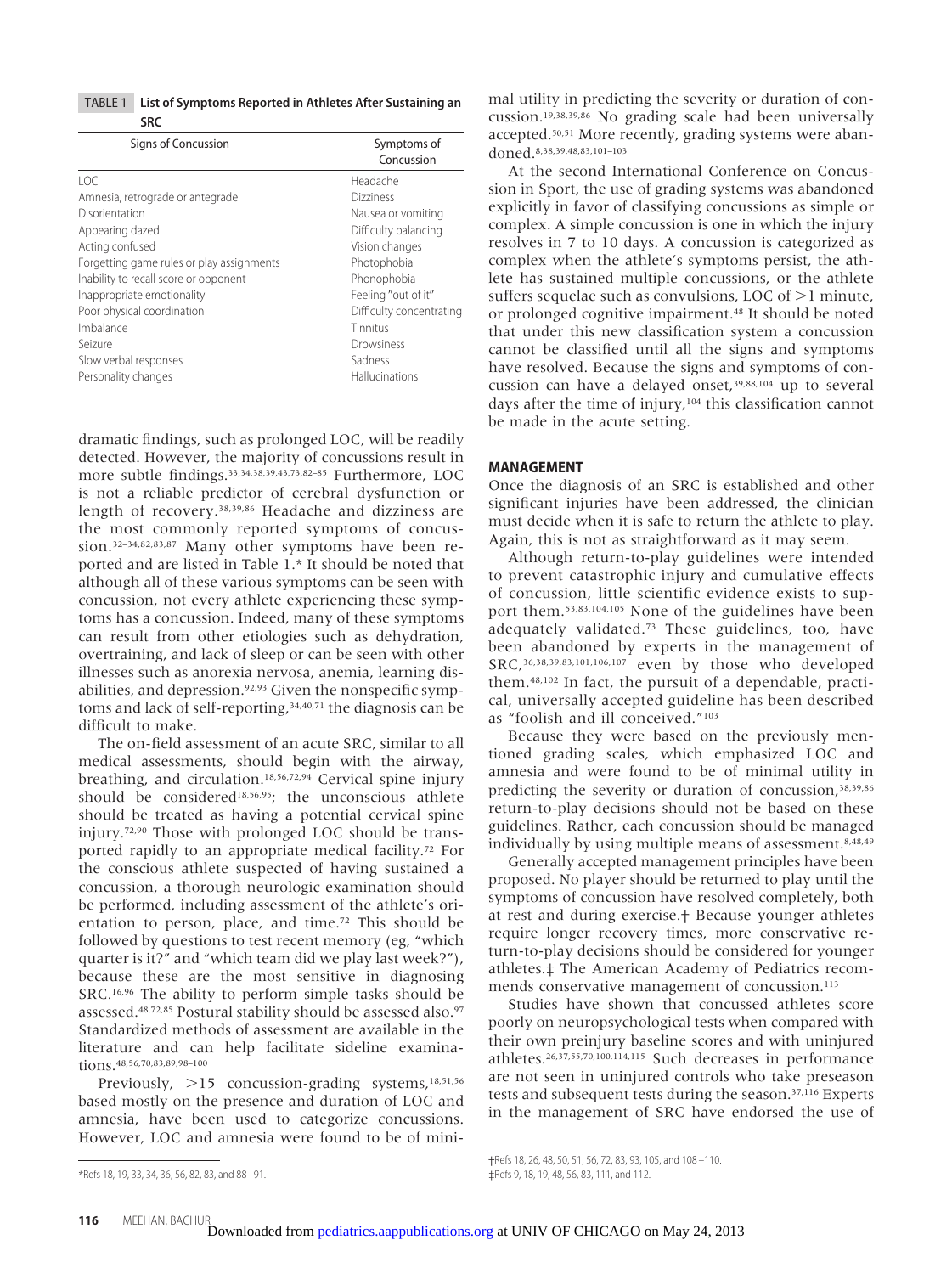**TABLE 1** List of Symptoms Reported in Athletes After Sustaining an SRC

| Signs of Concussion | Symptoms of Concussion |
|---|---|
| LOC | Headache |
| Amnesia, retrograde or antegrade | Dizziness |
| Disorientation | Nausea or vomiting |
| Appearing dazed | Difficulty balancing |
| Acting confused | Vision changes |
| Forgetting game rules or play assignments | Photophobia |
| Inability to recall score or opponent | Phonophobia |
| Inappropriate emotionality | Feeling "out of it" |
| Poor physical coordination | Difficulty concentrating |
| Imbalance | Tinnitus |
| Seizure | Drowsiness |
| Slow verbal responses | Sadness |
| Personality changes | Hallucinations |

dramatic findings, such as prolonged LOC, will be readily detected. However, the majority of concussions result in more subtle findings.[33,34,38,39,43,73,82–85] Furthermore, LOC is not a reliable predictor of cerebral dysfunction or length of recovery.[38,39,86] Headache and dizziness are the most commonly reported symptoms of concussion.[32–34,82,83,87] Many other symptoms have been reported and are listed in Table 1.* It should be noted that although all of these various symptoms can be seen with concussion, not every athlete experiencing these symptoms has a concussion. Indeed, many of these symptoms can result from other etiologies such as dehydration, overtraining, and lack of sleep or can be seen with other illnesses such as anorexia nervosa, anemia, learning disabilities, and depression.[92,93] Given the nonspecific symptoms and lack of self-reporting,[34,40,71] the diagnosis can be difficult to make.

The on-field assessment of an acute SRC, similar to all medical assessments, should begin with the airway, breathing, and circulation.[18,56,72,94] Cervical spine injury should be considered[18,56,95]; the unconscious athlete should be treated as having a potential cervical spine injury.[72,90] Those with prolonged LOC should be transported rapidly to an appropriate medical facility.[72] For the conscious athlete suspected of having sustained a concussion, a thorough neurologic examination should be performed, including assessment of the athlete's orientation to person, place, and time.[72] This should be followed by questions to test recent memory (eg, "which quarter is it?" and "which team did we play last week?"), because these are the most sensitive in diagnosing SRC.[16,96] The ability to perform simple tasks should be assessed.[48,72,85] Postural stability should be assessed also.[97] Standardized methods of assessment are available in the literature and can help facilitate sideline examinations.[48,56,70,83,89,98–100]

Previously, >15 concussion-grading systems,[18,51,56] based mostly on the presence and duration of LOC and amnesia, have been used to categorize concussions. However, LOC and amnesia were found to be of minimal utility in predicting the severity or duration of concussion.[19,38,39,86] No grading scale had been universally accepted.[50,51] More recently, grading systems were abandoned.[8,38,39,48,83,101–103]

At the second International Conference on Concussion in Sport, the use of grading systems was abandoned explicitly in favor of classifying concussions as simple or complex. A simple concussion is one in which the injury resolves in 7 to 10 days. A concussion is categorized as complex when the athlete's symptoms persist, the athlete has sustained multiple concussions, or the athlete suffers sequelae such as convulsions, LOC of >1 minute, or prolonged cognitive impairment.[48] It should be noted that under this new classification system a concussion cannot be classified until all the signs and symptoms have resolved. Because the signs and symptoms of concussion can have a delayed onset,[39,88,104] up to several days after the time of injury,[104] this classification cannot be made in the acute setting.

## MANAGEMENT

Once the diagnosis of an SRC is established and other significant injuries have been addressed, the clinician must decide when it is safe to return the athlete to play. Again, this is not as straightforward as it may seem.

Although return-to-play guidelines were intended to prevent catastrophic injury and cumulative effects of concussion, little scientific evidence exists to support them.[53,83,104,105] None of the guidelines have been adequately validated.[73] These guidelines, too, have been abandoned by experts in the management of SRC,[36,38,39,83,101,106,107] even by those who developed them.[48,102] In fact, the pursuit of a dependable, practical, universally accepted guideline has been described as "foolish and ill conceived."[103]

Because they were based on the previously mentioned grading scales, which emphasized LOC and amnesia and were found to be of minimal utility in predicting the severity or duration of concussion,[38,39,86] return-to-play decisions should not be based on these guidelines. Rather, each concussion should be managed individually by using multiple means of assessment.[8,48,49]

Generally accepted management principles have been proposed. No player should be returned to play until the symptoms of concussion have resolved completely, both at rest and during exercise.† Because younger athletes require longer recovery times, more conservative return-to-play decisions should be considered for younger athletes.‡ The American Academy of Pediatrics recommends conservative management of concussion.[113]

Studies have shown that concussed athletes score poorly on neuropsychological tests when compared with their own preinjury baseline scores and with uninjured athletes.[26,37,55,70,100,114,115] Such decreases in performance are not seen in uninjured controls who take preseason tests and subsequent tests during the season.[37,116] Experts in the management of SRC have endorsed the use of

*Refs 18, 19, 33, 34, 36, 56, 82, 83, and 88–91.

†Refs 18, 26, 48, 50, 51, 56, 72, 83, 93, 105, and 108–110.

‡Refs 9, 18, 19, 48, 56, 83, 111, and 112.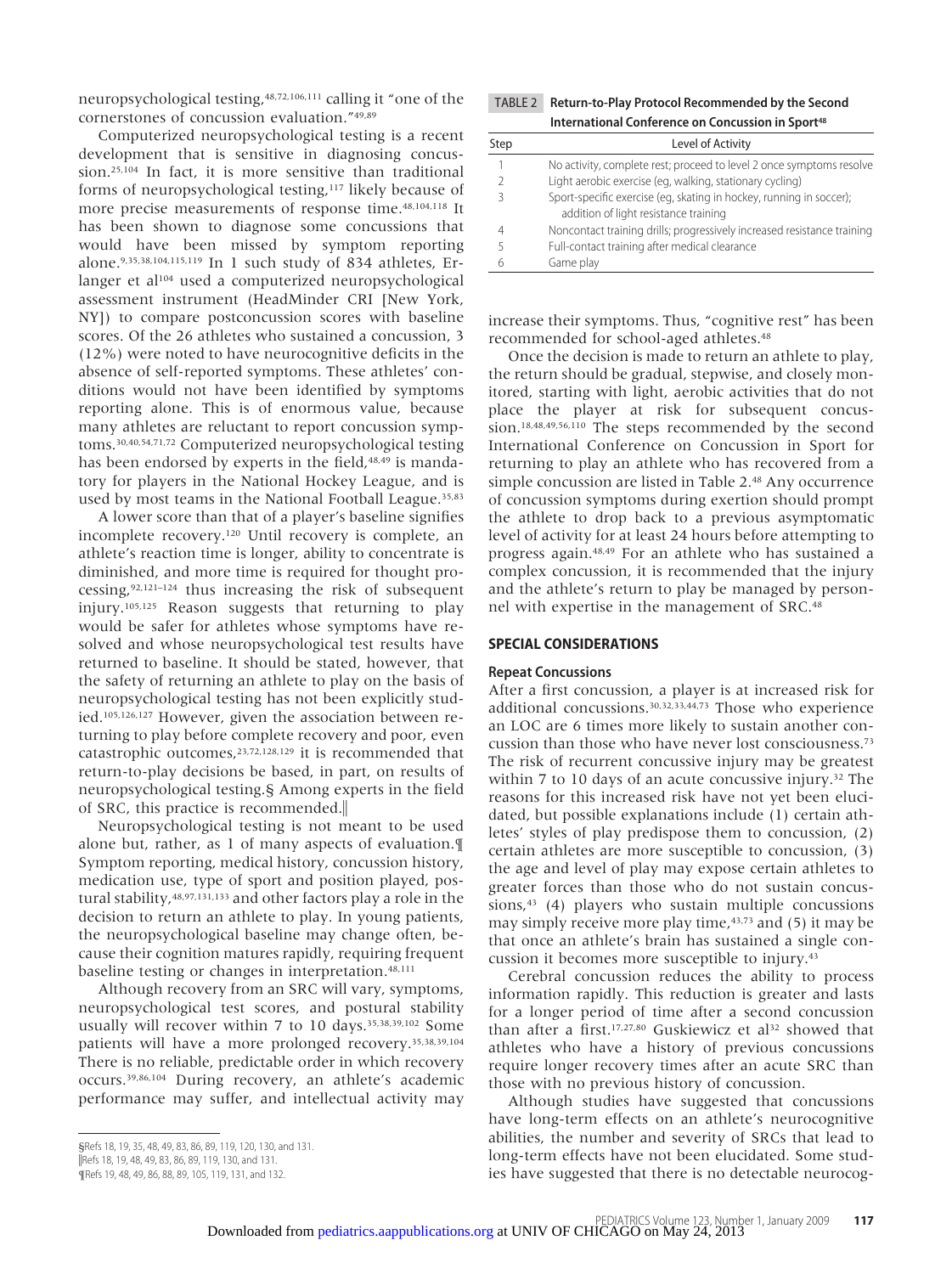neuropsychological testing,[48,72,106,111] calling it "one of the cornerstones of concussion evaluation."[49,89]

Computerized neuropsychological testing is a recent development that is sensitive in diagnosing concussion.[25,104] In fact, it is more sensitive than traditional forms of neuropsychological testing,[117] likely because of more precise measurements of response time.[48,104,118] It has been shown to diagnose some concussions that would have been missed by symptom reporting alone.[9,35,38,104,115,119] In 1 such study of 834 athletes, Erlanger et al[104] used a computerized neuropsychological assessment instrument (HeadMinder CRI [New York, NY]) to compare postconcussion scores with baseline scores. Of the 26 athletes who sustained a concussion, 3 (12%) were noted to have neurocognitive deficits in the absence of self-reported symptoms. These athletes' conditions would not have been identified by symptoms reporting alone. This is of enormous value, because many athletes are reluctant to report concussion symptoms.[30,40,54,71,72] Computerized neuropsychological testing has been endorsed by experts in the field,[48,49] is mandatory for players in the National Hockey League, and is used by most teams in the National Football League.[35,83]

A lower score than that of a player's baseline signifies incomplete recovery.[120] Until recovery is complete, an athlete's reaction time is longer, ability to concentrate is diminished, and more time is required for thought processing,[92,121–124] thus increasing the risk of subsequent injury.[105,125] Reason suggests that returning to play would be safer for athletes whose symptoms have resolved and whose neuropsychological test results have returned to baseline. It should be stated, however, that the safety of returning an athlete to play on the basis of neuropsychological testing has not been explicitly studied.[105,126,127] However, given the association between returning to play before complete recovery and poor, even catastrophic outcomes,[23,72,128,129] it is recommended that return-to-play decisions be based, in part, on results of neuropsychological testing.§ Among experts in the field of SRC, this practice is recommended.‖

Neuropsychological testing is not meant to be used alone but, rather, as 1 of many aspects of evaluation.¶ Symptom reporting, medical history, concussion history, medication use, type of sport and position played, postural stability,[48,97,131,133] and other factors play a role in the decision to return an athlete to play. In young patients, the neuropsychological baseline may change often, because their cognition matures rapidly, requiring frequent baseline testing or changes in interpretation.[48,111]

Although recovery from an SRC will vary, symptoms, neuropsychological test scores, and postural stability usually will recover within 7 to 10 days.[35,38,39,102] Some patients will have a more prolonged recovery.[35,38,39,104] There is no reliable, predictable order in which recovery occurs.[39,86,104] During recovery, an athlete's academic performance may suffer, and intellectual activity may increase their symptoms. Thus, "cognitive rest" has been recommended for school-aged athletes.[48]

§Refs 18, 19, 35, 48, 49, 83, 86, 89, 119, 120, 130, and 131.

‖Refs 18, 19, 48, 49, 83, 86, 89, 119, 130, and 131.

¶Refs 19, 48, 49, 86, 88, 89, 105, 119, 131, and 132.

**TABLE 2 Return-to-Play Protocol Recommended by the Second International Conference on Concussion in Sport[48]**

| Step | Level of Activity |
|---|---|
| 1 | No activity, complete rest; proceed to level 2 once symptoms resolve |
| 2 | Light aerobic exercise (eg, walking, stationary cycling) |
| 3 | Sport-specific exercise (eg, skating in hockey, running in soccer); addition of light resistance training |
| 4 | Noncontact training drills; progressively increased resistance training |
| 5 | Full-contact training after medical clearance |
| 6 | Game play |

Once the decision is made to return an athlete to play, the return should be gradual, stepwise, and closely monitored, starting with light, aerobic activities that do not place the player at risk for subsequent concussion.[18,48,49,56,110] The steps recommended by the second International Conference on Concussion in Sport for returning to play an athlete who has recovered from a simple concussion are listed in Table 2.[48] Any occurrence of concussion symptoms during exertion should prompt the athlete to drop back to a previous asymptomatic level of activity for at least 24 hours before attempting to progress again.[48,49] For an athlete who has sustained a complex concussion, it is recommended that the injury and the athlete's return to play be managed by personnel with expertise in the management of SRC.[48]

## SPECIAL CONSIDERATIONS

### Repeat Concussions

After a first concussion, a player is at increased risk for additional concussions.[30,32,33,44,73] Those who experience an LOC are 6 times more likely to sustain another concussion than those who have never lost consciousness.[73] The risk of recurrent concussive injury may be greatest within 7 to 10 days of an acute concussive injury.[32] The reasons for this increased risk have not yet been elucidated, but possible explanations include (1) certain athletes' styles of play predispose them to concussion, (2) certain athletes are more susceptible to concussion, (3) the age and level of play may expose certain athletes to greater forces than those who do not sustain concussions,[43] (4) players who sustain multiple concussions may simply receive more play time,[43,73] and (5) it may be that once an athlete's brain has sustained a single concussion it becomes more susceptible to injury.[43]

Cerebral concussion reduces the ability to process information rapidly. This reduction is greater and lasts for a longer period of time after a second concussion than after a first.[17,27,80] Guskiewicz et al[32] showed that athletes who have a history of previous concussions require longer recovery times after an acute SRC than those with no previous history of concussion.

Although studies have suggested that concussions have long-term effects on an athlete's neurocognitive abilities, the number and severity of SRCs that lead to long-term effects have not been elucidated. Some studies have suggested that there is no detectable neurocog-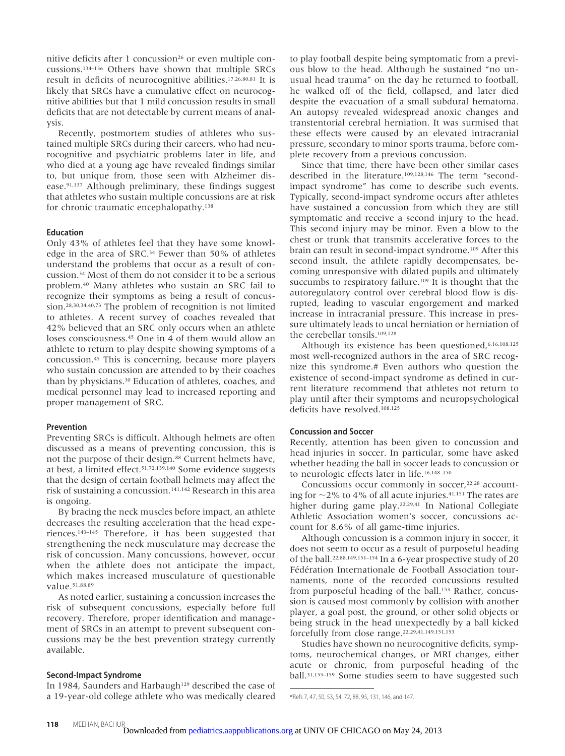nitive deficits after 1 concussion[26] or even multiple concussions.[134–136] Others have shown that multiple SRCs result in deficits of neurocognitive abilities.[17,26,80,81] It is likely that SRCs have a cumulative effect on neurocognitive abilities but that 1 mild concussion results in small deficits that are not detectable by current means of analysis.

Recently, postmortem studies of athletes who sustained multiple SRCs during their careers, who had neurocognitive and psychiatric problems later in life, and who died at a young age have revealed findings similar to, but unique from, those seen with Alzheimer disease.[91,137] Although preliminary, these findings suggest that athletes who sustain multiple concussions are at risk for chronic traumatic encephalopathy.[138]

### Education

Only 43% of athletes feel that they have some knowledge in the area of SRC.[34] Fewer than 50% of athletes understand the problems that occur as a result of concussion.[34] Most of them do not consider it to be a serious problem.[40] Many athletes who sustain an SRC fail to recognize their symptoms as being a result of concussion.[28,30,34,40,73] The problem of recognition is not limited to athletes. A recent survey of coaches revealed that 42% believed that an SRC only occurs when an athlete loses consciousness.[45] One in 4 of them would allow an athlete to return to play despite showing symptoms of a concussion.[45] This is concerning, because more players who sustain concussion are attended to by their coaches than by physicians.[30] Education of athletes, coaches, and medical personnel may lead to increased reporting and proper management of SRC.

### Prevention

Preventing SRCs is difficult. Although helmets are often discussed as a means of preventing concussion, this is not the purpose of their design.[88] Current helmets have, at best, a limited effect.[51,72,139,140] Some evidence suggests that the design of certain football helmets may affect the risk of sustaining a concussion.[141,142] Research in this area is ongoing.

By bracing the neck muscles before impact, an athlete decreases the resulting acceleration that the head experiences.[143–145] Therefore, it has been suggested that strengthening the neck musculature may decrease the risk of concussion. Many concussions, however, occur when the athlete does not anticipate the impact, which makes increased musculature of questionable value.[51,88,89]

As noted earlier, sustaining a concussion increases the risk of subsequent concussions, especially before full recovery. Therefore, proper identification and management of SRCs in an attempt to prevent subsequent concussions may be the best prevention strategy currently available.

### Second-Impact Syndrome

In 1984, Saunders and Harbaugh[129] described the case of a 19-year-old college athlete who was medically cleared to play football despite being symptomatic from a previous blow to the head. Although he sustained "no unusual head trauma" on the day he returned to football, he walked off of the field, collapsed, and later died despite the evacuation of a small subdural hematoma. An autopsy revealed widespread anoxic changes and transtentorial cerebral herniation. It was surmised that these effects were caused by an elevated intracranial pressure, secondary to minor sports trauma, before complete recovery from a previous concussion.

Since that time, there have been other similar cases described in the literature.[109,128,146] The term "second-impact syndrome" has come to describe such events. Typically, second-impact syndrome occurs after athletes have sustained a concussion from which they are still symptomatic and receive a second injury to the head. This second injury may be minor. Even a blow to the chest or trunk that transmits accelerative forces to the brain can result in second-impact syndrome.[109] After this second insult, the athlete rapidly decompensates, becoming unresponsive with dilated pupils and ultimately succumbs to respiratory failure.[109] It is thought that the autoregulatory control over cerebral blood flow is disrupted, leading to vascular engorgement and marked increase in intracranial pressure. This increase in pressure ultimately leads to uncal herniation or herniation of the cerebellar tonsils.[109,128]

Although its existence has been questioned,[6,16,108,125] most well-recognized authors in the area of SRC recognize this syndrome.# Even authors who question the existence of second-impact syndrome as defined in current literature recommend that athletes not return to play until after their symptoms and neuropsychological deficits have resolved.[108,125]

### Concussion and Soccer

Recently, attention has been given to concussion and head injuries in soccer. In particular, some have asked whether heading the ball in soccer leads to concussion or to neurologic effects later in life.[16,148–150]

Concussions occur commonly in soccer,[22,28] accounting for ~2% to 4% of all acute injuries.[41,151] The rates are higher during game play.[22,29,41] In National Collegiate Athletic Association women's soccer, concussions account for 8.6% of all game-time injuries.

Although concussion is a common injury in soccer, it does not seem to occur as a result of purposeful heading of the ball.[22,88,149,151–154] In a 6-year prospective study of 20 Fédération Internationale de Football Association tournaments, none of the recorded concussions resulted from purposeful heading of the ball.[153] Rather, concussion is caused most commonly by collision with another player, a goal post, the ground, or other solid objects or being struck in the head unexpectedly by a ball kicked forcefully from close range.[22,29,41,149,151,153]

Studies have shown no neurocognitive deficits, symptoms, neurochemical changes, or MRI changes, either acute or chronic, from purposeful heading of the ball.[31,155–159] Some studies seem to have suggested such

#Refs 7, 47, 50, 53, 54, 72, 88, 95, 131, 146, and 147.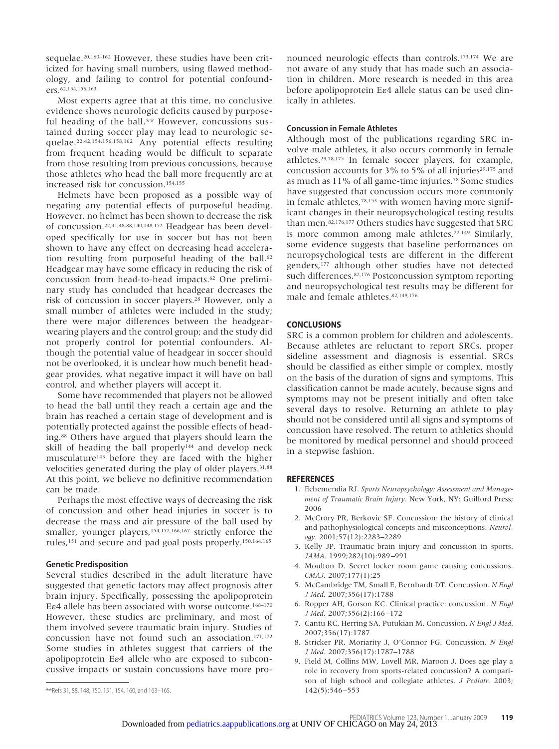sequelae.[20,160–162] However, these studies have been criticized for having small numbers, using flawed methodology, and failing to control for potential confounders.[62,154,156,163]

Most experts agree that at this time, no conclusive evidence shows neurologic deficits caused by purposeful heading of the ball.** However, concussions sustained during soccer play may lead to neurologic sequelae.[22,42,154,156,158,162] Any potential effects resulting from frequent heading would be difficult to separate from those resulting from previous concussions, because those athletes who head the ball more frequently are at increased risk for concussion.[154,155]

Helmets have been proposed as a possible way of negating any potential effects of purposeful heading. However, no helmet has been shown to decrease the risk of concussion.[22,31,48,88,140,148,152] Headgear has been developed specifically for use in soccer but has not been shown to have any effect on decreasing head acceleration resulting from purposeful heading of the ball.[62] Headgear may have some efficacy in reducing the risk of concussion from head-to-head impacts.[62] One preliminary study has concluded that headgear decreases the risk of concussion in soccer players.[28] However, only a small number of athletes were included in the study; there were major differences between the headgear-wearing players and the control group; and the study did not properly control for potential confounders. Although the potential value of headgear in soccer should not be overlooked, it is unclear how much benefit headgear provides, what negative impact it will have on ball control, and whether players will accept it.

Some have recommended that players not be allowed to head the ball until they reach a certain age and the brain has reached a certain stage of development and is potentially protected against the possible effects of heading.[88] Others have argued that players should learn the skill of heading the ball properly[144] and develop neck musculature[143] before they are faced with the higher velocities generated during the play of older players.[31,88] At this point, we believe no definitive recommendation can be made.

Perhaps the most effective ways of decreasing the risk of concussion and other head injuries in soccer is to decrease the mass and air pressure of the ball used by smaller, younger players,[154,157,166,167] strictly enforce the rules,[151] and secure and pad goal posts properly.[150,164,165]

**Refs 31, 88, 148, 150, 151, 154, 160, and 163–165.

### Genetic Predisposition

Several studies described in the adult literature have suggested that genetic factors may affect prognosis after brain injury. Specifically, possessing the apolipoprotein E$\varepsilon$4 allele has been associated with worse outcome.[168–170] However, these studies are preliminary, and most of them involved severe traumatic brain injury. Studies of concussion have not found such an association.[171,172] Some studies in athletes suggest that carriers of the apolipoprotein E$\varepsilon$4 allele who are exposed to subconcussive impacts or sustain concussions have more pronounced neurologic effects than controls.[173,174] We are not aware of any study that has made such an association in children. More research is needed in this area before apolipoprotein E$\varepsilon$4 allele status can be used clinically in athletes.

### Concussion in Female Athletes

Although most of the publications regarding SRC involve male athletes, it also occurs commonly in female athletes.[29,78,175] In female soccer players, for example, concussion accounts for 3% to 5% of all injuries[29,175] and as much as 11% of all game-time injuries.[78] Some studies have suggested that concussion occurs more commonly in female athletes,[78,153] with women having more significant changes in their neuropsychological testing results than men.[82,176,177] Others studies have suggested that SRC is more common among male athletes.[22,149] Similarly, some evidence suggests that baseline performances on neuropsychological tests are different in the different genders,[177] although other studies have not detected such differences.[82,176] Postconcussion symptom reporting and neuropsychological test results may be different for male and female athletes.[82,149,176]

## CONCLUSIONS

SRC is a common problem for children and adolescents. Because athletes are reluctant to report SRCs, proper sideline assessment and diagnosis is essential. SRCs should be classified as either simple or complex, mostly on the basis of the duration of signs and symptoms. This classification cannot be made acutely, because signs and symptoms may not be present initially and often take several days to resolve. Returning an athlete to play should not be considered until all signs and symptoms of concussion have resolved. The return to athletics should be monitored by medical personnel and should proceed in a stepwise fashion.

## REFERENCES

1. Echemendia RJ. *Sports Neuropsychology: Assessment and Management of Traumatic Brain Injury*. New York, NY: Guilford Press; 2006
2. McCrory PR, Berkovic SF. Concussion: the history of clinical and pathophysiological concepts and misconceptions. *Neurology.* 2001;57(12):2283–2289
3. Kelly JP. Traumatic brain injury and concussion in sports. *JAMA.* 1999;282(10):989–991
4. Moulton D. Secret locker room game causing concussions. *CMAJ.* 2007;177(1):25
5. McCambridge TM, Small E, Bernhardt DT. Concussion. *N Engl J Med.* 2007;356(17):1788
6. Ropper AH, Gorson KC. Clinical practice: concussion. *N Engl J Med.* 2007;356(2):166–172
7. Cantu RC, Herring SA, Putukian M. Concussion. *N Engl J Med.* 2007;356(17):1787
8. Stricker PR, Moriarity J, O'Connor FG. Concussion. *N Engl J Med.* 2007;356(17):1787–1788
9. Field M, Collins MW, Lovell MR, Maroon J. Does age play a role in recovery from sports-related concussion? A comparison of high school and collegiate athletes. *J Pediatr.* 2003;142(5):546–553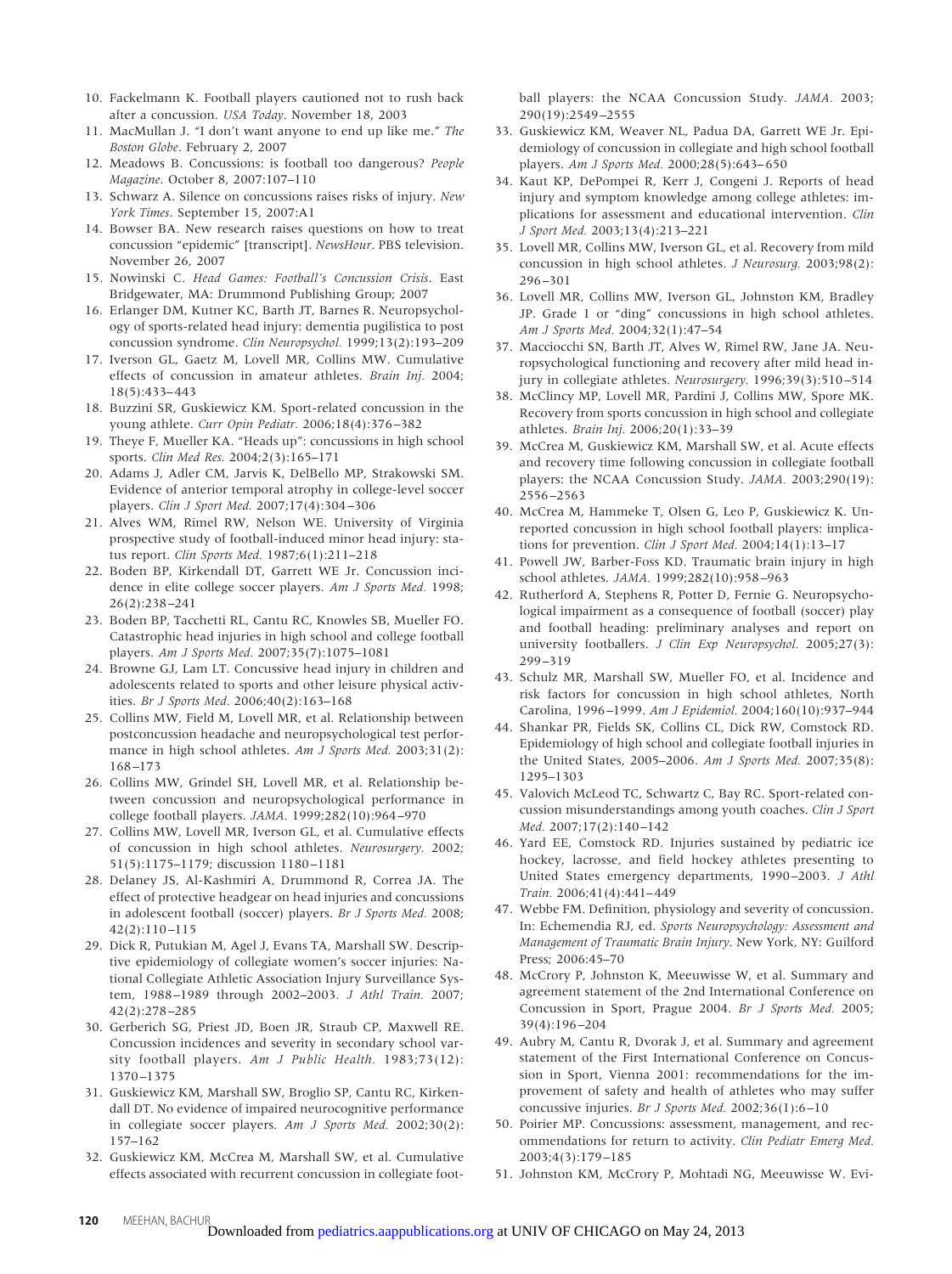10. Fackelmann K. Football players cautioned not to rush back after a concussion. *USA Today*. November 18, 2003
11. MacMullan J. "I don't want anyone to end up like me." *The Boston Globe*. February 2, 2007
12. Meadows B. Concussions: is football too dangerous? *People Magazine*. October 8, 2007:107–110
13. Schwarz A. Silence on concussions raises risks of injury. *New York Times*. September 15, 2007:A1
14. Bowser BA. New research raises questions on how to treat concussion "epidemic" [transcript]. *NewsHour*. PBS television. November 26, 2007
15. Nowinski C. *Head Games: Football's Concussion Crisis*. East Bridgewater, MA: Drummond Publishing Group; 2007
16. Erlanger DM, Kutner KC, Barth JT, Barnes R. Neuropsychology of sports-related head injury: dementia pugilistica to post concussion syndrome. *Clin Neuropsychol.* 1999;13(2):193–209
17. Iverson GL, Gaetz M, Lovell MR, Collins MW. Cumulative effects of concussion in amateur athletes. *Brain Inj.* 2004; 18(5):433–443
18. Buzzini SR, Guskiewicz KM. Sport-related concussion in the young athlete. *Curr Opin Pediatr.* 2006;18(4):376–382
19. Theye F, Mueller KA. "Heads up": concussions in high school sports. *Clin Med Res.* 2004;2(3):165–171
20. Adams J, Adler CM, Jarvis K, DelBello MP, Strakowski SM. Evidence of anterior temporal atrophy in college-level soccer players. *Clin J Sport Med.* 2007;17(4):304–306
21. Alves WM, Rimel RW, Nelson WE. University of Virginia prospective study of football-induced minor head injury: status report. *Clin Sports Med.* 1987;6(1):211–218
22. Boden BP, Kirkendall DT, Garrett WE Jr. Concussion incidence in elite college soccer players. *Am J Sports Med.* 1998; 26(2):238–241
23. Boden BP, Tacchetti RL, Cantu RC, Knowles SB, Mueller FO. Catastrophic head injuries in high school and college football players. *Am J Sports Med.* 2007;35(7):1075–1081
24. Browne GJ, Lam LT. Concussive head injury in children and adolescents related to sports and other leisure physical activities. *Br J Sports Med.* 2006;40(2):163–168
25. Collins MW, Field M, Lovell MR, et al. Relationship between postconcussion headache and neuropsychological test performance in high school athletes. *Am J Sports Med.* 2003;31(2): 168–173
26. Collins MW, Grindel SH, Lovell MR, et al. Relationship between concussion and neuropsychological performance in college football players. *JAMA.* 1999;282(10):964–970
27. Collins MW, Lovell MR, Iverson GL, et al. Cumulative effects of concussion in high school athletes. *Neurosurgery.* 2002; 51(5):1175–1179; discussion 1180–1181
28. Delaney JS, Al-Kashmiri A, Drummond R, Correa JA. The effect of protective headgear on head injuries and concussions in adolescent football (soccer) players. *Br J Sports Med.* 2008; 42(2):110–115
29. Dick R, Putukian M, Agel J, Evans TA, Marshall SW. Descriptive epidemiology of collegiate women's soccer injuries: National Collegiate Athletic Association Injury Surveillance System, 1988–1989 through 2002–2003. *J Athl Train.* 2007; 42(2):278–285
30. Gerberich SG, Priest JD, Boen JR, Straub CP, Maxwell RE. Concussion incidences and severity in secondary school varsity football players. *Am J Public Health.* 1983;73(12): 1370–1375
31. Guskiewicz KM, Marshall SW, Broglio SP, Cantu RC, Kirkendall DT. No evidence of impaired neurocognitive performance in collegiate soccer players. *Am J Sports Med.* 2002;30(2): 157–162
32. Guskiewicz KM, McCrea M, Marshall SW, et al. Cumulative effects associated with recurrent concussion in collegiate football players: the NCAA Concussion Study. *JAMA.* 2003; 290(19):2549–2555
33. Guskiewicz KM, Weaver NL, Padua DA, Garrett WE Jr. Epidemiology of concussion in collegiate and high school football players. *Am J Sports Med.* 2000;28(5):643–650
34. Kaut KP, DePompei R, Kerr J, Congeni J. Reports of head injury and symptom knowledge among college athletes: implications for assessment and educational intervention. *Clin J Sport Med.* 2003;13(4):213–221
35. Lovell MR, Collins MW, Iverson GL, et al. Recovery from mild concussion in high school athletes. *J Neurosurg.* 2003;98(2): 296–301
36. Lovell MR, Collins MW, Iverson GL, Johnston KM, Bradley JP. Grade 1 or "ding" concussions in high school athletes. *Am J Sports Med.* 2004;32(1):47–54
37. Macciocchi SN, Barth JT, Alves W, Rimel RW, Jane JA. Neuropsychological functioning and recovery after mild head injury in collegiate athletes. *Neurosurgery.* 1996;39(3):510–514
38. McClincy MP, Lovell MR, Pardini J, Collins MW, Spore MK. Recovery from sports concussion in high school and collegiate athletes. *Brain Inj.* 2006;20(1):33–39
39. McCrea M, Guskiewicz KM, Marshall SW, et al. Acute effects and recovery time following concussion in collegiate football players: the NCAA Concussion Study. *JAMA.* 2003;290(19): 2556–2563
40. McCrea M, Hammeke T, Olsen G, Leo P, Guskiewicz K. Unreported concussion in high school football players: implications for prevention. *Clin J Sport Med.* 2004;14(1):13–17
41. Powell JW, Barber-Foss KD. Traumatic brain injury in high school athletes. *JAMA.* 1999;282(10):958–963
42. Rutherford A, Stephens R, Potter D, Fernie G. Neuropsychological impairment as a consequence of football (soccer) play and football heading: preliminary analyses and report on university footballers. *J Clin Exp Neuropsychol.* 2005;27(3): 299–319
43. Schulz MR, Marshall SW, Mueller FO, et al. Incidence and risk factors for concussion in high school athletes, North Carolina, 1996–1999. *Am J Epidemiol.* 2004;160(10):937–944
44. Shankar PR, Fields SK, Collins CL, Dick RW, Comstock RD. Epidemiology of high school and collegiate football injuries in the United States, 2005–2006. *Am J Sports Med.* 2007;35(8): 1295–1303
45. Valovich McLeod TC, Schwartz C, Bay RC. Sport-related concussion misunderstandings among youth coaches. *Clin J Sport Med.* 2007;17(2):140–142
46. Yard EE, Comstock RD. Injuries sustained by pediatric ice hockey, lacrosse, and field hockey athletes presenting to United States emergency departments, 1990–2003. *J Athl Train.* 2006;41(4):441–449
47. Webbe FM. Definition, physiology and severity of concussion. In: Echemendia RJ, ed. *Sports Neuropsychology: Assessment and Management of Traumatic Brain Injury*. New York, NY: Guilford Press; 2006:45–70
48. McCrory P, Johnston K, Meeuwisse W, et al. Summary and agreement statement of the 2nd International Conference on Concussion in Sport, Prague 2004. *Br J Sports Med.* 2005; 39(4):196–204
49. Aubry M, Cantu R, Dvorak J, et al. Summary and agreement statement of the First International Conference on Concussion in Sport, Vienna 2001: recommendations for the improvement of safety and health of athletes who may suffer concussive injuries. *Br J Sports Med.* 2002;36(1):6–10
50. Poirier MP. Concussions: assessment, management, and recommendations for return to activity. *Clin Pediatr Emerg Med.* 2003;4(3):179–185
51. Johnston KM, McCrory P, Mohtadi NG, Meeuwisse W. Evi-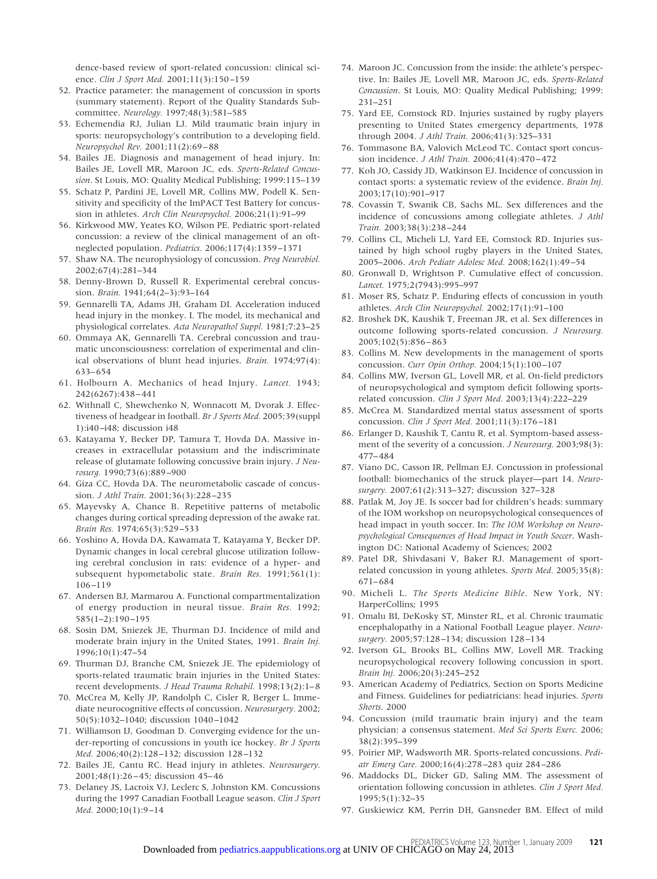dence-based review of sport-related concussion: clinical science. *Clin J Sport Med.* 2001;11(3):150–159

52. Practice parameter: the management of concussion in sports (summary statement). Report of the Quality Standards Subcommittee. *Neurology.* 1997;48(3):581–585
53. Echemendia RJ, Julian LJ. Mild traumatic brain injury in sports: neuropsychology's contribution to a developing field. *Neuropsychol Rev.* 2001;11(2):69–88
54. Bailes JE. Diagnosis and management of head injury. In: Bailes JE, Lovell MR, Maroon JC, eds. *Sports-Related Concussion*. St Louis, MO: Quality Medical Publishing; 1999:115–139
55. Schatz P, Pardini JE, Lovell MR, Collins MW, Podell K. Sensitivity and specificity of the ImPACT Test Battery for concussion in athletes. *Arch Clin Neuropsychol.* 2006;21(1):91–99
56. Kirkwood MW, Yeates KO, Wilson PE. Pediatric sport-related concussion: a review of the clinical management of an oft-neglected population. *Pediatrics.* 2006;117(4):1359–1371
57. Shaw NA. The neurophysiology of concussion. *Prog Neurobiol.* 2002;67(4):281–344
58. Denny-Brown D, Russell R. Experimental cerebral concussion. *Brain.* 1941;64(2–3):93–164
59. Gennarelli TA, Adams JH, Graham DI. Acceleration induced head injury in the monkey. I. The model, its mechanical and physiological correlates. *Acta Neuropathol Suppl.* 1981;7:23–25
60. Ommaya AK, Gennarelli TA. Cerebral concussion and traumatic unconsciousness: correlation of experimental and clinical observations of blunt head injuries. *Brain.* 1974;97(4): 633–654
61. Holbourn A. Mechanics of head Injury. *Lancet.* 1943; 242(6267):438–441
62. Withnall C, Shewchenko N, Wonnacott M, Dvorak J. Effectiveness of headgear in football. *Br J Sports Med.* 2005;39(suppl 1):i40–i48; discussion i48
63. Katayama Y, Becker DP, Tamura T, Hovda DA. Massive increases in extracellular potassium and the indiscriminate release of glutamate following concussive brain injury. *J Neurosurg.* 1990;73(6):889–900
64. Giza CC, Hovda DA. The neurometabolic cascade of concussion. *J Athl Train.* 2001;36(3):228–235
65. Mayevsky A, Chance B. Repetitive patterns of metabolic changes during cortical spreading depression of the awake rat. *Brain Res.* 1974;65(3):529–533
66. Yoshino A, Hovda DA, Kawamata T, Katayama Y, Becker DP. Dynamic changes in local cerebral glucose utilization following cerebral conclusion in rats: evidence of a hyper- and subsequent hypometabolic state. *Brain Res.* 1991;561(1): 106–119
67. Andersen BJ, Marmarou A. Functional compartmentalization of energy production in neural tissue. *Brain Res.* 1992; 585(1–2):190–195
68. Sosin DM, Sniezek JE, Thurman DJ. Incidence of mild and moderate brain injury in the United States, 1991. *Brain Inj.* 1996;10(1):47–54
69. Thurman DJ, Branche CM, Sniezek JE. The epidemiology of sports-related traumatic brain injuries in the United States: recent developments. *J Head Trauma Rehabil.* 1998;13(2):1–8
70. McCrea M, Kelly JP, Randolph C, Cisler R, Berger L. Immediate neurocognitive effects of concussion. *Neurosurgery.* 2002; 50(5):1032–1040; discussion 1040–1042
71. Williamson IJ, Goodman D. Converging evidence for the under-reporting of concussions in youth ice hockey. *Br J Sports Med.* 2006;40(2):128–132; discussion 128–132
72. Bailes JE, Cantu RC. Head injury in athletes. *Neurosurgery.* 2001;48(1):26–45; discussion 45–46
73. Delaney JS, Lacroix VJ, Leclerc S, Johnston KM. Concussions during the 1997 Canadian Football League season. *Clin J Sport Med.* 2000;10(1):9–14
74. Maroon JC. Concussion from the inside: the athlete's perspective. In: Bailes JE, Lovell MR, Maroon JC, eds. *Sports-Related Concussion*. St Louis, MO: Quality Medical Publishing; 1999: 231–251
75. Yard EE, Comstock RD. Injuries sustained by rugby players presenting to United States emergency departments, 1978 through 2004. *J Athl Train.* 2006;41(3):325–331
76. Tommasone BA, Valovich McLeod TC. Contact sport concussion incidence. *J Athl Train.* 2006;41(4):470–472
77. Koh JO, Cassidy JD, Watkinson EJ. Incidence of concussion in contact sports: a systematic review of the evidence. *Brain Inj.* 2003;17(10):901–917
78. Covassin T, Swanik CB, Sachs ML. Sex differences and the incidence of concussions among collegiate athletes. *J Athl Train.* 2003;38(3):238–244
79. Collins CL, Micheli LJ, Yard EE, Comstock RD. Injuries sustained by high school rugby players in the United States, 2005–2006. *Arch Pediatr Adolesc Med.* 2008;162(1):49–54
80. Gronwall D, Wrightson P. Cumulative effect of concussion. *Lancet.* 1975;2(7943):995–997
81. Moser RS, Schatz P. Enduring effects of concussion in youth athletes. *Arch Clin Neuropsychol.* 2002;17(1):91–100
82. Broshek DK, Kaushik T, Freeman JR, et al. Sex differences in outcome following sports-related concussion. *J Neurosurg.* 2005;102(5):856–863
83. Collins M. New developments in the management of sports concussion. *Curr Opin Orthop.* 2004;15(1):100–107
84. Collins MW, Iverson GL, Lovell MR, et al. On-field predictors of neuropsychological and symptom deficit following sports-related concussion. *Clin J Sport Med.* 2003;13(4):222–229
85. McCrea M. Standardized mental status assessment of sports concussion. *Clin J Sport Med.* 2001;11(3):176–181
86. Erlanger D, Kaushik T, Cantu R, et al. Symptom-based assessment of the severity of a concussion. *J Neurosurg.* 2003;98(3): 477–484
87. Viano DC, Casson IR, Pellman EJ. Concussion in professional football: biomechanics of the struck player—part 14. *Neurosurgery.* 2007;61(2):313–327; discussion 327–328
88. Patlak M, Joy JE. Is soccer bad for children's heads: summary of the IOM workshop on neuropsychological consequences of head impact in youth soccer. In: *The IOM Workshop on Neuropsychological Consequences of Head Impact in Youth Soccer*. Washington DC: National Academy of Sciences; 2002
89. Patel DR, Shivdasani V, Baker RJ. Management of sport-related concussion in young athletes. *Sports Med.* 2005;35(8): 671–684
90. Micheli L. *The Sports Medicine Bible*. New York, NY: HarperCollins; 1995
91. Omalu BI, DeKosky ST, Minster RL, et al. Chronic traumatic encephalopathy in a National Football League player. *Neurosurgery.* 2005;57:128–134; discussion 128–134
92. Iverson GL, Brooks BL, Collins MW, Lovell MR. Tracking neuropsychological recovery following concussion in sport. *Brain Inj.* 2006;20(3):245–252
93. American Academy of Pediatrics, Section on Sports Medicine and Fitness. Guidelines for pediatricians: head injuries. *Sports Shorts.* 2000
94. Concussion (mild traumatic brain injury) and the team physician: a consensus statement. *Med Sci Sports Exerc.* 2006; 38(2):395–399
95. Poirier MP, Wadsworth MR. Sports-related concussions. *Pediatr Emerg Care.* 2000;16(4):278–283 quiz 284–286
96. Maddocks DL, Dicker GD, Saling MM. The assessment of orientation following concussion in athletes. *Clin J Sport Med.* 1995;5(1):32–35
97. Guskiewicz KM, Perrin DH, Gansneder BM. Effect of mild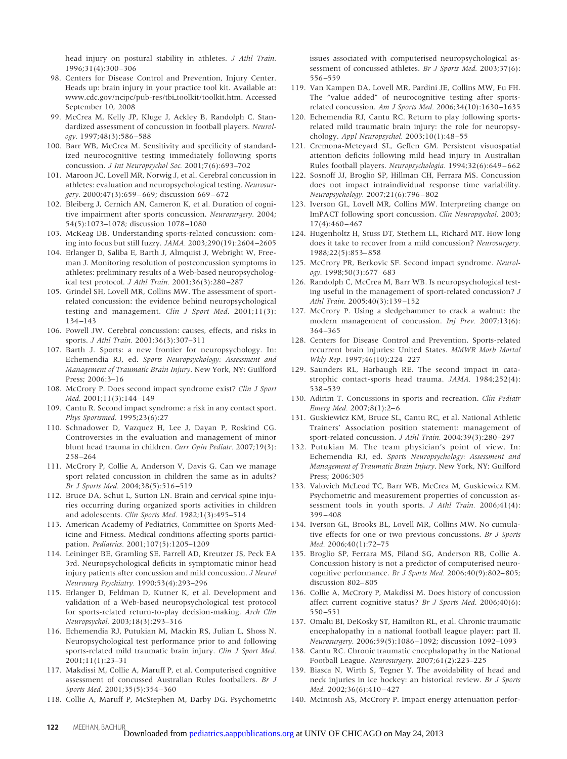head injury on postural stability in athletes. *J Athl Train.* 1996;31(4):300–306

98. Centers for Disease Control and Prevention, Injury Center. Heads up: brain injury in your practice tool kit. Available at: www.cdc.gov/ncipc/pub-res/tbi_toolkit/toolkit.htm. Accessed September 10, 2008
99. McCrea M, Kelly JP, Kluge J, Ackley B, Randolph C. Standardized assessment of concussion in football players. *Neurology.* 1997;48(3):586–588
100. Barr WB, McCrea M. Sensitivity and specificity of standardized neurocognitive testing immediately following sports concussion. *J Int Neuropsychol Soc.* 2001;7(6):693–702
101. Maroon JC, Lovell MR, Norwig J, et al. Cerebral concussion in athletes: evaluation and neuropsychological testing. *Neurosurgery.* 2000;47(3):659–669; discussion 669–672
102. Bleiberg J, Cernich AN, Cameron K, et al. Duration of cognitive impairment after sports concussion. *Neurosurgery.* 2004; 54(5):1073–1078; discussion 1078–1080
103. McKeag DB. Understanding sports-related concussion: coming into focus but still fuzzy. *JAMA.* 2003;290(19):2604–2605
104. Erlanger D, Saliba E, Barth J, Almquist J, Webright W, Freeman J. Monitoring resolution of postconcussion symptoms in athletes: preliminary results of a Web-based neuropsychological test protocol. *J Athl Train.* 2001;36(3):280–287
105. Grindel SH, Lovell MR, Collins MW. The assessment of sport-related concussion: the evidence behind neuropsychological testing and management. *Clin J Sport Med.* 2001;11(3): 134–143
106. Powell JW. Cerebral concussion: causes, effects, and risks in sports. *J Athl Train.* 2001;36(3):307–311
107. Barth J. Sports: a new frontier for neuropsychology. In: Echemendia RJ, ed. *Sports Neuropsychology: Assessment and Management of Traumatic Brain Injury*. New York, NY: Guilford Press; 2006:3–16
108. McCrory P. Does second impact syndrome exist? *Clin J Sport Med.* 2001;11(3):144–149
109. Cantu R. Second impact syndrome: a risk in any contact sport. *Phys Sportsmed.* 1995;23(6):27
110. Schnadower D, Vazquez H, Lee J, Dayan P, Roskind CG. Controversies in the evaluation and management of minor blunt head trauma in children. *Curr Opin Pediatr.* 2007;19(3): 258–264
111. McCrory P, Collie A, Anderson V, Davis G. Can we manage sport related concussion in children the same as in adults? *Br J Sports Med.* 2004;38(5):516–519
112. Bruce DA, Schut L, Sutton LN. Brain and cervical spine injuries occurring during organized sports activities in children and adolescents. *Clin Sports Med.* 1982;1(3):495–514
113. American Academy of Pediatrics, Committee on Sports Medicine and Fitness. Medical conditions affecting sports participation. *Pediatrics.* 2001;107(5):1205–1209
114. Leininger BE, Gramling SE, Farrell AD, Kreutzer JS, Peck EA 3rd. Neuropsychological deficits in symptomatic minor head injury patients after concussion and mild concussion. *J Neurol Neurosurg Psychiatry.* 1990;53(4):293–296
115. Erlanger D, Feldman D, Kutner K, et al. Development and validation of a Web-based neuropsychological test protocol for sports-related return-to-play decision-making. *Arch Clin Neuropsychol.* 2003;18(3):293–316
116. Echemendia RJ, Putukian M, Mackin RS, Julian L, Shoss N. Neuropsychological test performance prior to and following sports-related mild traumatic brain injury. *Clin J Sport Med.* 2001;11(1):23–31
117. Makdissi M, Collie A, Maruff P, et al. Computerised cognitive assessment of concussed Australian Rules footballers. *Br J Sports Med.* 2001;35(5):354–360
118. Collie A, Maruff P, McStephen M, Darby DG. Psychometric issues associated with computerised neuropsychological assessment of concussed athletes. *Br J Sports Med.* 2003;37(6): 556–559
119. Van Kampen DA, Lovell MR, Pardini JE, Collins MW, Fu FH. The "value added" of neurocognitive testing after sports-related concussion. *Am J Sports Med.* 2006;34(10):1630–1635
120. Echemendia RJ, Cantu RC. Return to play following sports-related mild traumatic brain injury: the role for neuropsychology. *Appl Neuropsychol.* 2003;10(1):48–55
121. Cremona-Meteyard SL, Geffen GM. Persistent visuospatial attention deficits following mild head injury in Australian Rules football players. *Neuropsychologia.* 1994;32(6):649–662
122. Sosnoff JJ, Broglio SP, Hillman CH, Ferrara MS. Concussion does not impact intraindividual response time variability. *Neuropsychology.* 2007;21(6):796–802
123. Iverson GL, Lovell MR, Collins MW. Interpreting change on ImPACT following sport concussion. *Clin Neuropsychol.* 2003; 17(4):460–467
124. Hugenholtz H, Stuss DT, Stethem LL, Richard MT. How long does it take to recover from a mild concussion? *Neurosurgery.* 1988;22(5):853–858
125. McCrory PR, Berkovic SF. Second impact syndrome. *Neurology.* 1998;50(3):677–683
126. Randolph C, McCrea M, Barr WB. Is neuropsychological testing useful in the management of sport-related concussion? *J Athl Train.* 2005;40(3):139–152
127. McCrory P. Using a sledgehammer to crack a walnut: the modern management of concussion. *Inj Prev.* 2007;13(6): 364–365
128. Centers for Disease Control and Prevention. Sports-related recurrent brain injuries: United States. *MMWR Morb Mortal Wkly Rep.* 1997;46(10):224–227
129. Saunders RL, Harbaugh RE. The second impact in catastrophic contact-sports head trauma. *JAMA.* 1984;252(4): 538–539
130. Adirim T. Concussions in sports and recreation. *Clin Pediatr Emerg Med.* 2007;8(1):2–6
131. Guskiewicz KM, Bruce SL, Cantu RC, et al. National Athletic Trainers' Association position statement: management of sport-related concussion. *J Athl Train.* 2004;39(3):280–297
132. Putukian M. The team physician's point of view. In: Echemendia RJ, ed. *Sports Neuropsychology: Assessment and Management of Traumatic Brain Injury*. New York, NY: Guilford Press; 2006:305
133. Valovich McLeod TC, Barr WB, McCrea M, Guskiewicz KM. Psychometric and measurement properties of concussion assessment tools in youth sports. *J Athl Train.* 2006;41(4): 399–408
134. Iverson GL, Brooks BL, Lovell MR, Collins MW. No cumulative effects for one or two previous concussions. *Br J Sports Med.* 2006;40(1):72–75
135. Broglio SP, Ferrara MS, Piland SG, Anderson RB, Collie A. Concussion history is not a predictor of computerised neurocognitive performance. *Br J Sports Med.* 2006;40(9):802–805; discussion 802–805
136. Collie A, McCrory P, Makdissi M. Does history of concussion affect current cognitive status? *Br J Sports Med.* 2006;40(6): 550–551
137. Omalu BI, DeKosky ST, Hamilton RL, et al. Chronic traumatic encephalopathy in a national football league player: part II. *Neurosurgery.* 2006;59(5):1086–1092; discussion 1092–1093
138. Cantu RC. Chronic traumatic encephalopathy in the National Football League. *Neurosurgery.* 2007;61(2):223–225
139. Biasca N, Wirth S, Tegner Y. The avoidability of head and neck injuries in ice hockey: an historical review. *Br J Sports Med.* 2002;36(6):410–427
140. McIntosh AS, McCrory P. Impact energy attenuation perfor-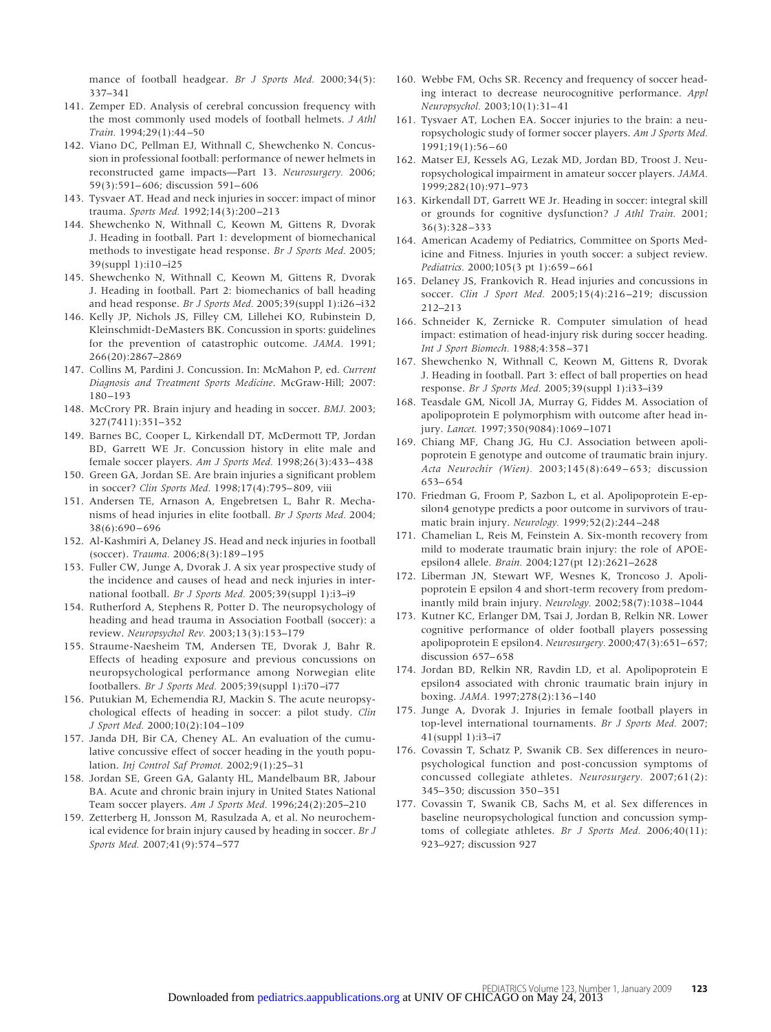mance of football headgear. *Br J Sports Med.* 2000;34(5): 337–341

141. Zemper ED. Analysis of cerebral concussion frequency with the most commonly used models of football helmets. *J Athl Train.* 1994;29(1):44–50
142. Viano DC, Pellman EJ, Withnall C, Shewchenko N. Concussion in professional football: performance of newer helmets in reconstructed game impacts—Part 13. *Neurosurgery.* 2006; 59(3):591–606; discussion 591–606
143. Tysvaer AT. Head and neck injuries in soccer: impact of minor trauma. *Sports Med.* 1992;14(3):200–213
144. Shewchenko N, Withnall C, Keown M, Gittens R, Dvorak J. Heading in football. Part 1: development of biomechanical methods to investigate head response. *Br J Sports Med.* 2005; 39(suppl 1):i10–i25
145. Shewchenko N, Withnall C, Keown M, Gittens R, Dvorak J. Heading in football. Part 2: biomechanics of ball heading and head response. *Br J Sports Med.* 2005;39(suppl 1):i26–i32
146. Kelly JP, Nichols JS, Filley CM, Lillehei KO, Rubinstein D, Kleinschmidt-DeMasters BK. Concussion in sports: guidelines for the prevention of catastrophic outcome. *JAMA.* 1991; 266(20):2867–2869
147. Collins M, Pardini J. Concussion. In: McMahon P, ed. *Current Diagnosis and Treatment Sports Medicine*. McGraw-Hill; 2007: 180–193
148. McCrory PR. Brain injury and heading in soccer. *BMJ.* 2003; 327(7411):351–352
149. Barnes BC, Cooper L, Kirkendall DT, McDermott TP, Jordan BD, Garrett WE Jr. Concussion history in elite male and female soccer players. *Am J Sports Med.* 1998;26(3):433–438
150. Green GA, Jordan SE. Are brain injuries a significant problem in soccer? *Clin Sports Med.* 1998;17(4):795–809, viii
151. Andersen TE, Arnason A, Engebretsen L, Bahr R. Mechanisms of head injuries in elite football. *Br J Sports Med.* 2004; 38(6):690–696
152. Al-Kashmiri A, Delaney JS. Head and neck injuries in football (soccer). *Trauma.* 2006;8(3):189–195
153. Fuller CW, Junge A, Dvorak J. A six year prospective study of the incidence and causes of head and neck injuries in international football. *Br J Sports Med.* 2005;39(suppl 1):i3–i9
154. Rutherford A, Stephens R, Potter D. The neuropsychology of heading and head trauma in Association Football (soccer): a review. *Neuropsychol Rev.* 2003;13(3):153–179
155. Straume-Naesheim TM, Andersen TE, Dvorak J, Bahr R. Effects of heading exposure and previous concussions on neuropsychological performance among Norwegian elite footballers. *Br J Sports Med.* 2005;39(suppl 1):i70–i77
156. Putukian M, Echemendia RJ, Mackin S. The acute neuropsychological effects of heading in soccer: a pilot study. *Clin J Sport Med.* 2000;10(2):104–109
157. Janda DH, Bir CA, Cheney AL. An evaluation of the cumulative concussive effect of soccer heading in the youth population. *Inj Control Saf Promot.* 2002;9(1):25–31
158. Jordan SE, Green GA, Galanty HL, Mandelbaum BR, Jabour BA. Acute and chronic brain injury in United States National Team soccer players. *Am J Sports Med.* 1996;24(2):205–210
159. Zetterberg H, Jonsson M, Rasulzada A, et al. No neurochemical evidence for brain injury caused by heading in soccer. *Br J Sports Med.* 2007;41(9):574–577
160. Webbe FM, Ochs SR. Recency and frequency of soccer heading interact to decrease neurocognitive performance. *Appl Neuropsychol.* 2003;10(1):31–41
161. Tysvaer AT, Lochen EA. Soccer injuries to the brain: a neuropsychologic study of former soccer players. *Am J Sports Med.* 1991;19(1):56–60
162. Matser EJ, Kessels AG, Lezak MD, Jordan BD, Troost J. Neuropsychological impairment in amateur soccer players. *JAMA.* 1999;282(10):971–973
163. Kirkendall DT, Garrett WE Jr. Heading in soccer: integral skill or grounds for cognitive dysfunction? *J Athl Train.* 2001; 36(3):328–333
164. American Academy of Pediatrics, Committee on Sports Medicine and Fitness. Injuries in youth soccer: a subject review. *Pediatrics.* 2000;105(3 pt 1):659–661
165. Delaney JS, Frankovich R. Head injuries and concussions in soccer. *Clin J Sport Med.* 2005;15(4):216–219; discussion 212–213
166. Schneider K, Zernicke R. Computer simulation of head impact: estimation of head-injury risk during soccer heading. *Int J Sport Biomech.* 1988;4:358–371
167. Shewchenko N, Withnall C, Keown M, Gittens R, Dvorak J. Heading in football. Part 3: effect of ball properties on head response. *Br J Sports Med.* 2005;39(suppl 1):i33–i39
168. Teasdale GM, Nicoll JA, Murray G, Fiddes M. Association of apolipoprotein E polymorphism with outcome after head injury. *Lancet.* 1997;350(9084):1069–1071
169. Chiang MF, Chang JG, Hu CJ. Association between apolipoprotein E genotype and outcome of traumatic brain injury. *Acta Neurochir (Wien).* 2003;145(8):649–653; discussion 653–654
170. Friedman G, Froom P, Sazbon L, et al. Apolipoprotein E-epsilon4 genotype predicts a poor outcome in survivors of traumatic brain injury. *Neurology.* 1999;52(2):244–248
171. Chamelian L, Reis M, Feinstein A. Six-month recovery from mild to moderate traumatic brain injury: the role of APOE-epsilon4 allele. *Brain.* 2004;127(pt 12):2621–2628
172. Liberman JN, Stewart WF, Wesnes K, Troncoso J. Apolipoprotein E epsilon 4 and short-term recovery from predominantly mild brain injury. *Neurology.* 2002;58(7):1038–1044
173. Kutner KC, Erlanger DM, Tsai J, Jordan B, Relkin NR. Lower cognitive performance of older football players possessing apolipoprotein E epsilon4. *Neurosurgery.* 2000;47(3):651–657; discussion 657–658
174. Jordan BD, Relkin NR, Ravdin LD, et al. Apolipoprotein E epsilon4 associated with chronic traumatic brain injury in boxing. *JAMA.* 1997;278(2):136–140
175. Junge A, Dvorak J. Injuries in female football players in top-level international tournaments. *Br J Sports Med.* 2007; 41(suppl 1):i3–i7
176. Covassin T, Schatz P, Swanik CB. Sex differences in neuropsychological function and post-concussion symptoms of concussed collegiate athletes. *Neurosurgery.* 2007;61(2): 345–350; discussion 350–351
177. Covassin T, Swanik CB, Sachs M, et al. Sex differences in baseline neuropsychological function and concussion symptoms of collegiate athletes. *Br J Sports Med.* 2006;40(11): 923–927; discussion 927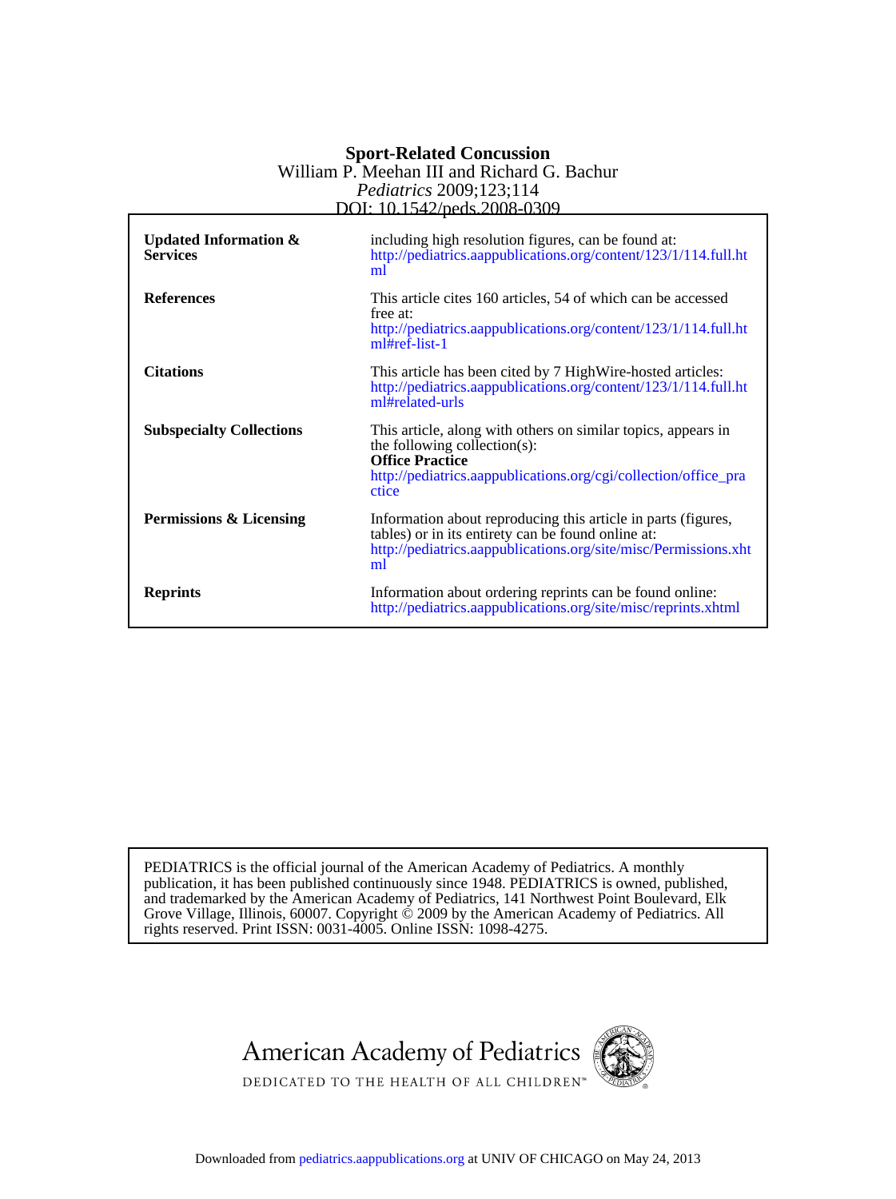**Sport-Related Concussion**

William P. Meehan III and Richard G. Bachur

*Pediatrics* 2009;123;114

DOI: 10.1542/peds.2008-0309

| | |
|---|---|
| **Updated Information & Services** | including high resolution figures, can be found at: http://pediatrics.aappublications.org/content/123/1/114.full.html |
| **References** | This article cites 160 articles, 54 of which can be accessed free at: http://pediatrics.aappublications.org/content/123/1/114.full.html#ref-list-1 |
| **Citations** | This article has been cited by 7 HighWire-hosted articles: http://pediatrics.aappublications.org/content/123/1/114.full.html#related-urls |
| **Subspecialty Collections** | This article, along with others on similar topics, appears in the following collection(s): **Office Practice** http://pediatrics.aappublications.org/cgi/collection/office_practice |
| **Permissions & Licensing** | Information about reproducing this article in parts (figures, tables) or in its entirety can be found online at: http://pediatrics.aappublications.org/site/misc/Permissions.xhtml |
| **Reprints** | Information about ordering reprints can be found online: http://pediatrics.aappublications.org/site/misc/reprints.xhtml |

PEDIATRICS is the official journal of the American Academy of Pediatrics. A monthly publication, it has been published continuously since 1948. PEDIATRICS is owned, published, and trademarked by the American Academy of Pediatrics, 141 Northwest Point Boulevard, Elk Grove Village, Illinois, 60007. Copyright © 2009 by the American Academy of Pediatrics. All rights reserved. Print ISSN: 0031-4005. Online ISSN: 1098-4275.

American Academy of Pediatrics

DEDICATED TO THE HEALTH OF ALL CHILDREN™

Downloaded from pediatrics.aappublications.org at UNIV OF CHICAGO on May 24, 2013